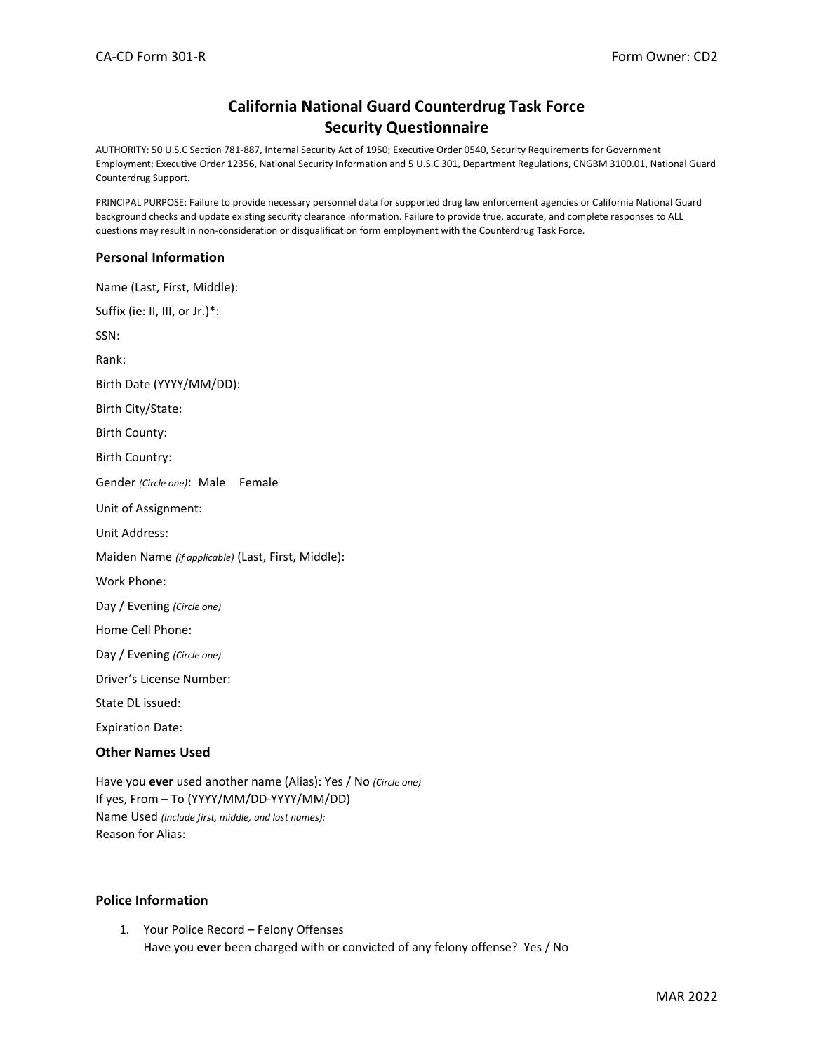# California National Guard Counterdrug Task Force
# Security Questionnaire

AUTHORITY: 50 U.S.C Section 781-887, Internal Security Act of 1950; Executive Order 0540, Security Requirements for Government Employment; Executive Order 12356, National Security Information and 5 U.S.C 301, Department Regulations, CNGBM 3100.01, National Guard Counterdrug Support.

PRINCIPAL PURPOSE: Failure to provide necessary personnel data for supported drug law enforcement agencies or California National Guard background checks and update existing security clearance information. Failure to provide true, accurate, and complete responses to ALL questions may result in non-consideration or disqualification form employment with the Counterdrug Task Force.

## Personal Information

Name (Last, First, Middle):

Suffix (ie: II, III, or Jr.)*:

SSN:

Rank:

Birth Date (YYYY/MM/DD):

Birth City/State:

Birth County:

Birth Country:

Gender *(Circle one)*: Male Female

Unit of Assignment:

Unit Address:

Maiden Name *(if applicable)* (Last, First, Middle):

Work Phone:

Day / Evening *(Circle one)*

Home Cell Phone:

Day / Evening *(Circle one)*

Driver's License Number:

State DL issued:

Expiration Date:

## Other Names Used

Have you **ever** used another name (Alias): Yes / No *(Circle one)*
If yes, From – To (YYYY/MM/DD-YYYY/MM/DD)
Name Used *(include first, middle, and last names):*
Reason for Alias:

## Police Information

1. Your Police Record – Felony Offenses
   Have you **ever** been charged with or convicted of any felony offense? Yes / No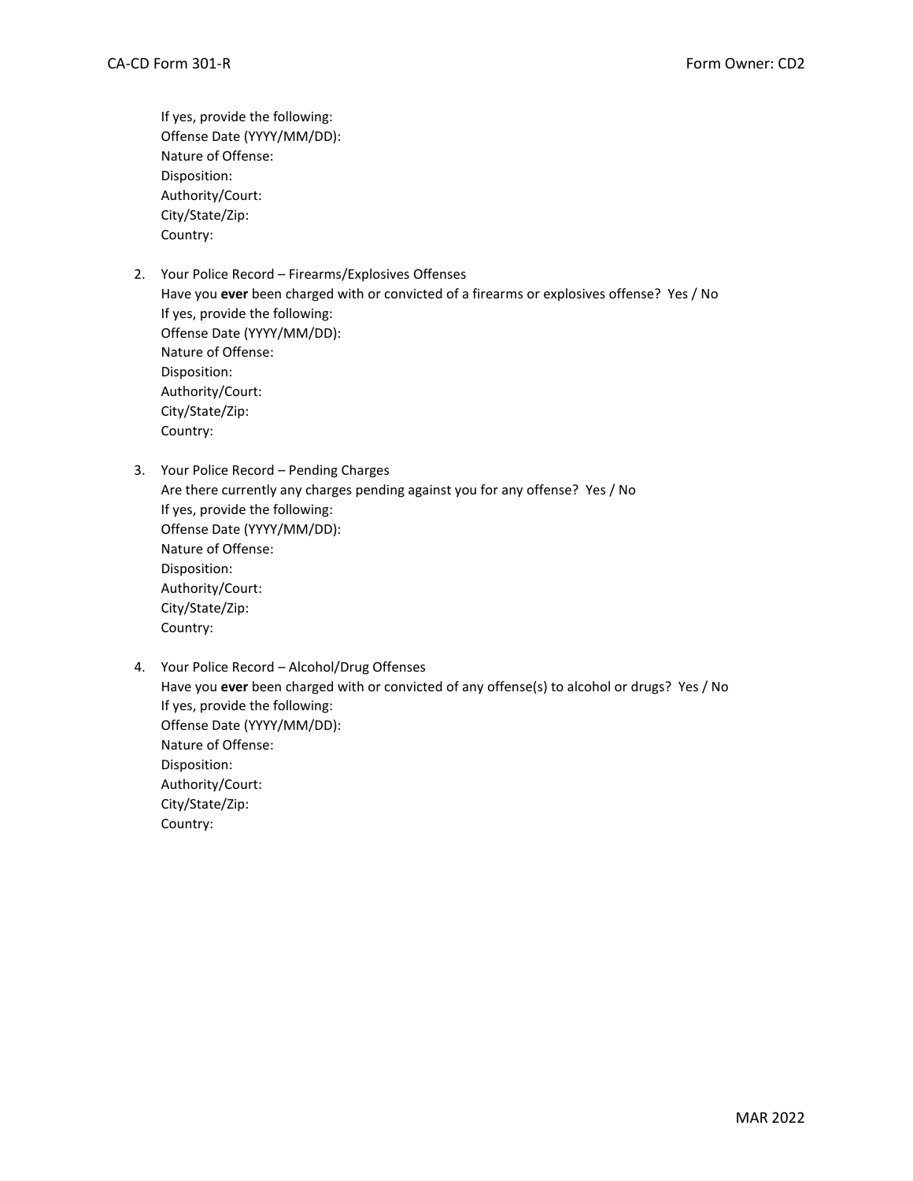If yes, provide the following:
Offense Date (YYYY/MM/DD):
Nature of Offense:
Disposition:
Authority/Court:
City/State/Zip:
Country:

2. Your Police Record – Firearms/Explosives Offenses
   Have you **ever** been charged with or convicted of a firearms or explosives offense? Yes / No
   If yes, provide the following:
   Offense Date (YYYY/MM/DD):
   Nature of Offense:
   Disposition:
   Authority/Court:
   City/State/Zip:
   Country:

3. Your Police Record – Pending Charges
   Are there currently any charges pending against you for any offense? Yes / No
   If yes, provide the following:
   Offense Date (YYYY/MM/DD):
   Nature of Offense:
   Disposition:
   Authority/Court:
   City/State/Zip:
   Country:

4. Your Police Record – Alcohol/Drug Offenses
   Have you **ever** been charged with or convicted of any offense(s) to alcohol or drugs? Yes / No
   If yes, provide the following:
   Offense Date (YYYY/MM/DD):
   Nature of Offense:
   Disposition:
   Authority/Court:
   City/State/Zip:
   Country: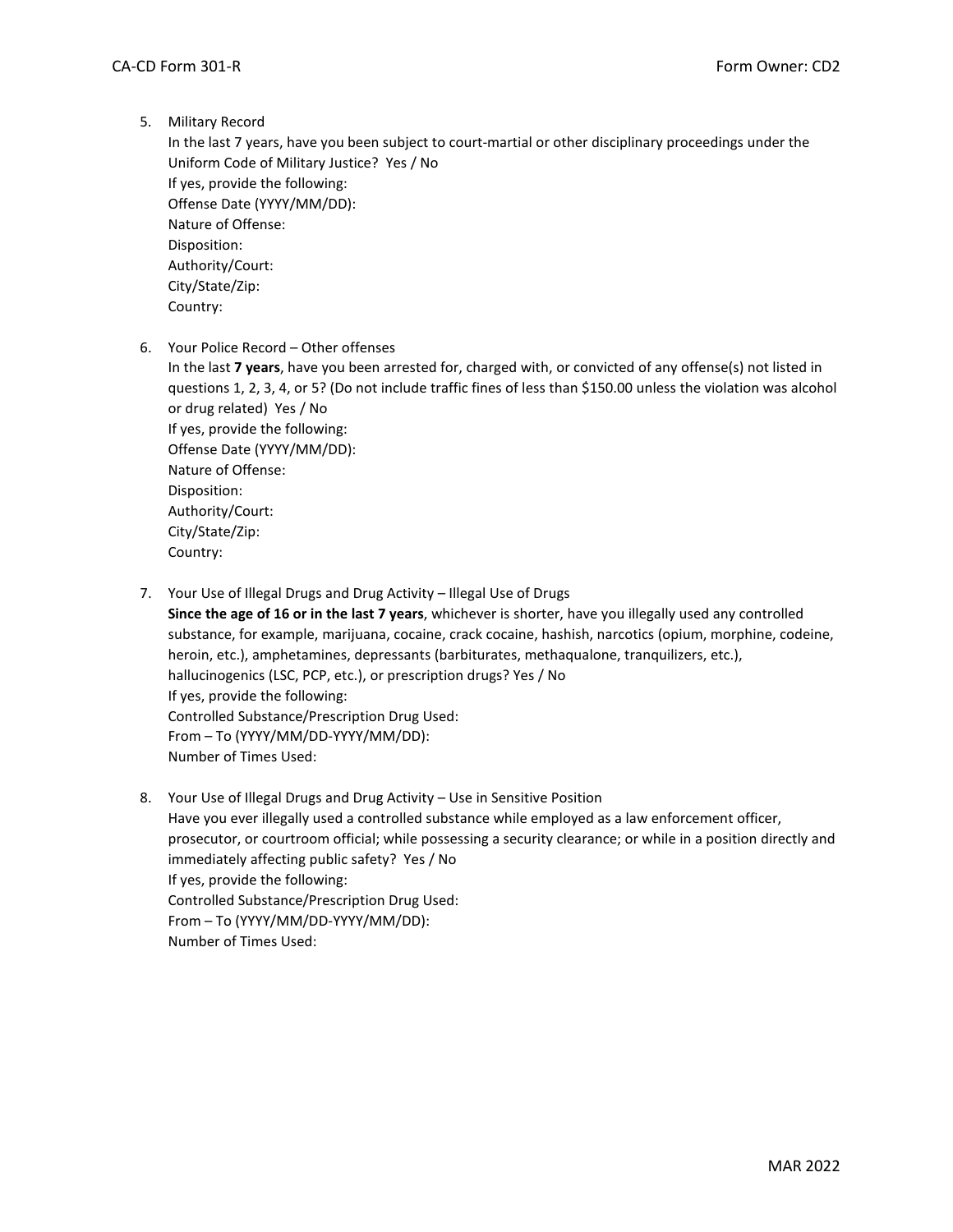5. Military Record

   In the last 7 years, have you been subject to court-martial or other disciplinary proceedings under the Uniform Code of Military Justice? Yes / No

   If yes, provide the following:

   Offense Date (YYYY/MM/DD):

   Nature of Offense:

   Disposition:

   Authority/Court:

   City/State/Zip:

   Country:

6. Your Police Record – Other offenses

   In the last **7 years**, have you been arrested for, charged with, or convicted of any offense(s) not listed in questions 1, 2, 3, 4, or 5? (Do not include traffic fines of less than $150.00 unless the violation was alcohol or drug related) Yes / No

   If yes, provide the following:

   Offense Date (YYYY/MM/DD):

   Nature of Offense:

   Disposition:

   Authority/Court:

   City/State/Zip:

   Country:

7. Your Use of Illegal Drugs and Drug Activity – Illegal Use of Drugs

   **Since the age of 16 or in the last 7 years**, whichever is shorter, have you illegally used any controlled substance, for example, marijuana, cocaine, crack cocaine, hashish, narcotics (opium, morphine, codeine, heroin, etc.), amphetamines, depressants (barbiturates, methaqualone, tranquilizers, etc.), hallucinogenics (LSC, PCP, etc.), or prescription drugs? Yes / No

   If yes, provide the following:

   Controlled Substance/Prescription Drug Used:

   From – To (YYYY/MM/DD-YYYY/MM/DD):

   Number of Times Used:

8. Your Use of Illegal Drugs and Drug Activity – Use in Sensitive Position

   Have you ever illegally used a controlled substance while employed as a law enforcement officer, prosecutor, or courtroom official; while possessing a security clearance; or while in a position directly and immediately affecting public safety? Yes / No

   If yes, provide the following:

   Controlled Substance/Prescription Drug Used:

   From – To (YYYY/MM/DD-YYYY/MM/DD):

   Number of Times Used: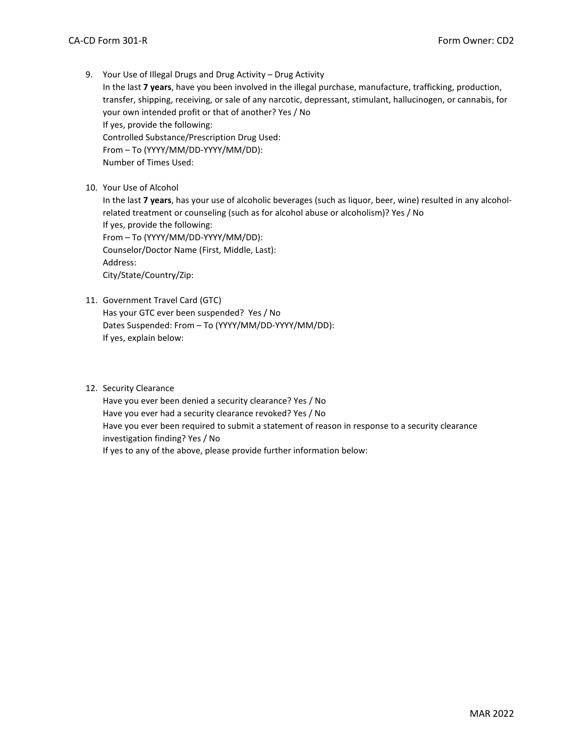9. Your Use of Illegal Drugs and Drug Activity – Drug Activity
   In the last **7 years**, have you been involved in the illegal purchase, manufacture, trafficking, production, transfer, shipping, receiving, or sale of any narcotic, depressant, stimulant, hallucinogen, or cannabis, for your own intended profit or that of another? Yes / No
   If yes, provide the following:
   Controlled Substance/Prescription Drug Used:
   From – To (YYYY/MM/DD-YYYY/MM/DD):
   Number of Times Used:

10. Your Use of Alcohol
    In the last **7 years**, has your use of alcoholic beverages (such as liquor, beer, wine) resulted in any alcohol-related treatment or counseling (such as for alcohol abuse or alcoholism)? Yes / No
    If yes, provide the following:
    From – To (YYYY/MM/DD-YYYY/MM/DD):
    Counselor/Doctor Name (First, Middle, Last):
    Address:
    City/State/Country/Zip:

11. Government Travel Card (GTC)
    Has your GTC ever been suspended? Yes / No
    Dates Suspended: From – To (YYYY/MM/DD-YYYY/MM/DD):
    If yes, explain below:

12. Security Clearance
    Have you ever been denied a security clearance? Yes / No
    Have you ever had a security clearance revoked? Yes / No
    Have you ever been required to submit a statement of reason in response to a security clearance investigation finding? Yes / No
    If yes to any of the above, please provide further information below: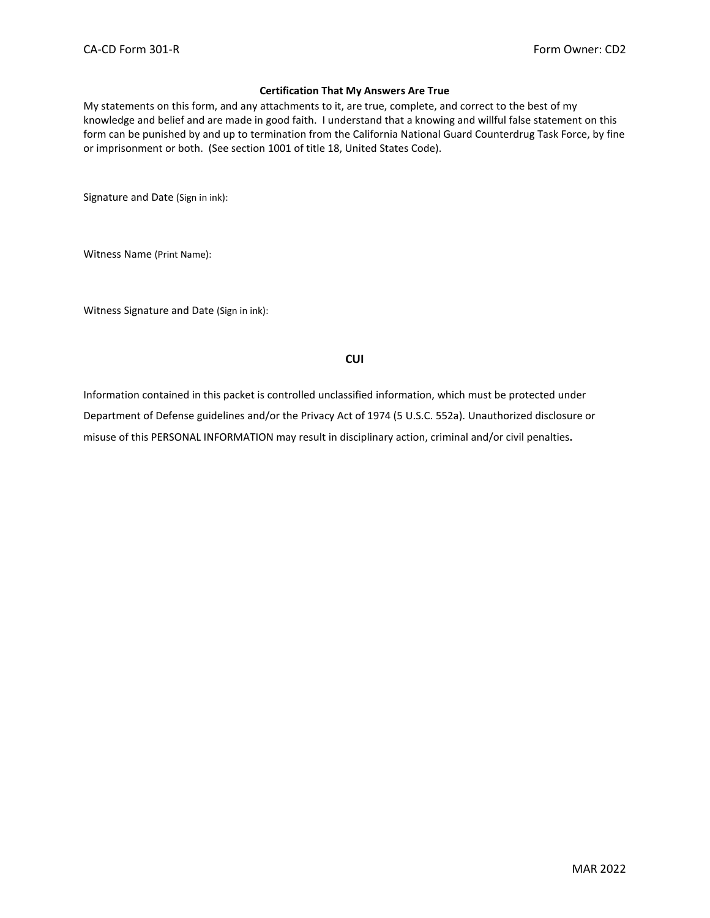**Certification That My Answers Are True**

My statements on this form, and any attachments to it, are true, complete, and correct to the best of my knowledge and belief and are made in good faith. I understand that a knowing and willful false statement on this form can be punished by and up to termination from the California National Guard Counterdrug Task Force, by fine or imprisonment or both. (See section 1001 of title 18, United States Code).

Signature and Date (Sign in ink):

Witness Name (Print Name):

Witness Signature and Date (Sign in ink):

**CUI**

Information contained in this packet is controlled unclassified information, which must be protected under Department of Defense guidelines and/or the Privacy Act of 1974 (5 U.S.C. 552a). Unauthorized disclosure or misuse of this PERSONAL INFORMATION may result in disciplinary action, criminal and/or civil penalties**.**